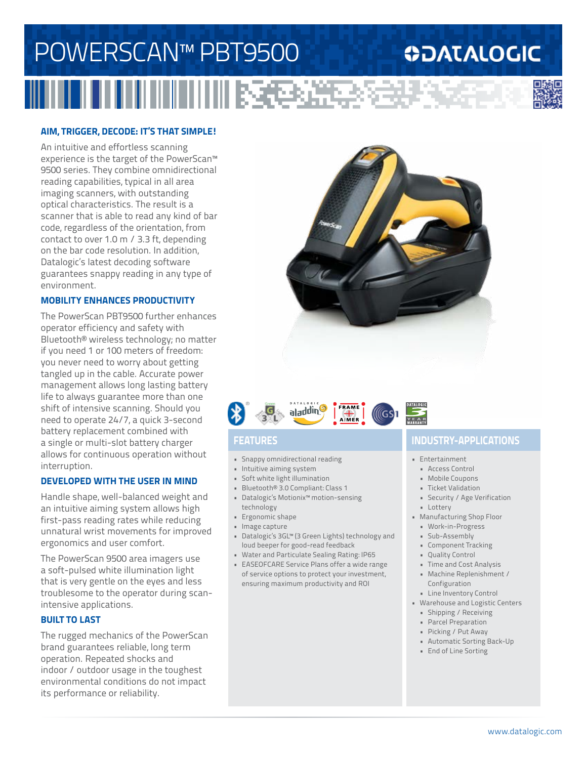# POWERSCAN™ PBT9500

DATALOGIC

## AIM, TRIGGER, DECODE: IT'S THAT SIMPLE!

An intuitive and effortless scanning experience is the target of the PowerScan™ 9500 series. They combine omnidirectional reading capabilities, typical in all area imaging scanners, with outstanding optical characteristics. The result is a scanner that is able to read any kind of bar code, regardless of the orientation, from contact to over 1.0 m / 3.3 ft, depending on the bar code resolution. In addition, Datalogic's latest decoding software guarantees snappy reading in any type of environment.

## MOBILITY ENHANCES PRODUCTIVITY

The PowerScan PBT9500 further enhances operator efficiency and safety with Bluetooth® wireless technology; no matter if you need 1 or 100 meters of freedom: you never need to worry about getting tangled up in the cable. Accurate power management allows long lasting battery life to always guarantee more than one shift of intensive scanning. Should you need to operate 24/7, a quick 3-second battery replacement combined with a single or multi-slot battery charger allows for continuous operation without interruption.

## DEVELOPED WITH THE USER IN MIND

Handle shape, well-balanced weight and an intuitive aiming system allows high first-pass reading rates while reducing unnatural wrist movements for improved ergonomics and user comfort.

The PowerScan 9500 area imagers use a soft-pulsed white illumination light that is very gentle on the eyes and less troublesome to the operator during scan-intensive applications.

## BUILT TO LAST

The rugged mechanics of the PowerScan brand guarantees reliable, long term operation. Repeated shocks and indoor / outdoor usage in the toughest environmental conditions do not impact its performance or reliability.

## FEATURES

- Snappy omnidirectional reading
- Intuitive aiming system
- Soft white light illumination
- Bluetooth® 3.0 Compliant: Class 1
- Datalogic's Motionix™ motion-sensing technology
- Ergonomic shape
- Image capture
- Datalogic's 3GL™ (3 Green Lights) technology and loud beeper for good-read feedback
- Water and Particulate Sealing Rating: IP65
- EASEOFCARE Service Plans offer a wide range of service options to protect your investment, ensuring maximum productivity and ROI

## INDUSTRY-APPLICATIONS

- Entertainment
  - Access Control
  - Mobile Coupons
  - Ticket Validation
  - Security / Age Verification
  - Lottery
- Manufacturing Shop Floor
  - Work-in-Progress
  - Sub-Assembly
  - Component Tracking
  - Quality Control
  - Time and Cost Analysis
  - Machine Replenishment / Configuration
  - Line Inventory Control
- Warehouse and Logistic Centers
  - Shipping / Receiving
  - Parcel Preparation
  - Picking / Put Away
  - Automatic Sorting Back-Up
  - End of Line Sorting

www.datalogic.com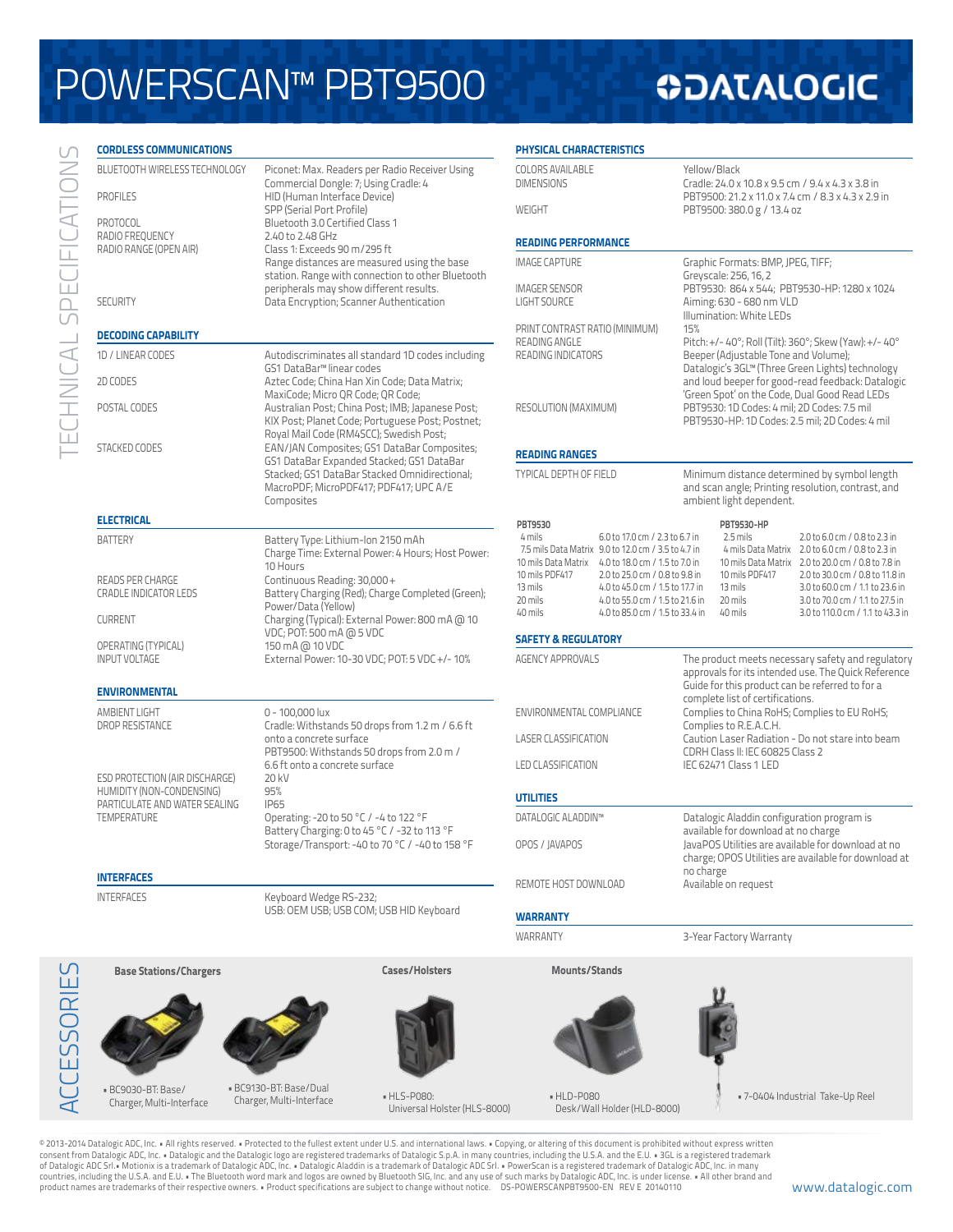# POWERSCAN™ PBT9500

DATALOGIC

TECHNICAL SPECIFICATIONS

## CORDLESS COMMUNICATIONS

| | |
|---|---|
| BLUETOOTH WIRELESS TECHNOLOGY | Piconet: Max. Readers per Radio Receiver Using Commercial Dongle: 7; Using Cradle: 4 |
| PROFILES | HID (Human Interface Device) SPP (Serial Port Profile) |
| PROTOCOL | Bluetooth 3.0 Certified Class 1 |
| RADIO FREQUENCY | 2.40 to 2.48 GHz |
| RADIO RANGE (OPEN AIR) | Class 1: Exceeds 90 m/295 ft. Range distances are measured using the base station. Range with connection to other Bluetooth peripherals may show different results. |
| SECURITY | Data Encryption; Scanner Authentication |

## DECODING CAPABILITY

| | |
|---|---|
| 1D / LINEAR CODES | Autodiscriminates all standard 1D codes including GS1 DataBar™ linear codes |
| 2D CODES | Aztec Code; China Han Xin Code; Data Matrix; MaxiCode; Micro QR Code; QR Code; |
| POSTAL CODES | Australian Post; China Post; IMB; Japanese Post; KIX Post; Planet Code; Portuguese Post; Postnet; Royal Mail Code (RM4SCC); Swedish Post; |
| STACKED CODES | EAN/JAN Composites; GS1 DataBar Composites; GS1 DataBar Expanded Stacked; GS1 DataBar Stacked; GS1 DataBar Stacked Omnidirectional; MacroPDF; MicroPDF417; PDF417; UPC A/E Composites |

## ELECTRICAL

| | |
|---|---|
| BATTERY | Battery Type: Lithium-Ion 2150 mAh. Charge Time: External Power: 4 Hours; Host Power: 10 Hours |
| READS PER CHARGE | Continuous Reading: 30,000+ |
| CRADLE INDICATOR LEDS | Battery Charging (Red); Charge Completed (Green); Power/Data (Yellow) |
| CURRENT | Charging (Typical): External Power: 800 mA @ 10 VDC; POT: 500 mA @ 5 VDC |
| OPERATING (TYPICAL) | 150 mA @ 10 VDC |
| INPUT VOLTAGE | External Power: 10-30 VDC; POT: 5 VDC +/- 10% |

## ENVIRONMENTAL

| | |
|---|---|
| AMBIENT LIGHT | 0 - 100,000 lux |
| DROP RESISTANCE | Cradle: Withstands 50 drops from 1.2 m / 6.6 ft onto a concrete surface. PBT9500: Withstands 50 drops from 2.0 m / 6.6 ft onto a concrete surface |
| ESD PROTECTION (AIR DISCHARGE) | 20 kV |
| HUMIDITY (NON-CONDENSING) | 95% |
| PARTICULATE AND WATER SEALING | IP65 |
| TEMPERATURE | Operating: -20 to 50 °C / -4 to 122 °F. Battery Charging: 0 to 45 °C / -32 to 113 °F. Storage/Transport: -40 to 70 °C / -40 to 158 °F |

## INTERFACES

| | |
|---|---|
| INTERFACES | Keyboard Wedge RS-232; USB: OEM USB; USB COM; USB HID Keyboard |

## PHYSICAL CHARACTERISTICS

| | |
|---|---|
| COLORS AVAILABLE | Yellow/Black |
| DIMENSIONS | Cradle: 24.0 x 10.8 x 9.5 cm / 9.4 x 4.3 x 3.8 in. PBT9500: 21.2 x 11.0 x 7.4 cm / 8.3 x 4.3 x 2.9 in |
| WEIGHT | PBT9500: 380.0 g / 13.4 oz |

## READING PERFORMANCE

| | |
|---|---|
| IMAGE CAPTURE | Graphic Formats: BMP, JPEG, TIFF; Greyscale: 256, 16, 2 |
| IMAGER SENSOR | PBT9530: 864 x 544; PBT9530-HP: 1280 x 1024 |
| LIGHT SOURCE | Aiming: 630 - 680 nm VLD. Illumination: White LEDs |
| PRINT CONTRAST RATIO (MINIMUM) | 15% |
| READING ANGLE | Pitch: +/- 40°; Roll (Tilt): 360°; Skew (Yaw): +/- 40° |
| READING INDICATORS | Beeper (Adjustable Tone and Volume); Datalogic's 3GL™ (Three Green Lights) technology and loud beeper for good-read feedback: Datalogic 'Green Spot' on the Code, Dual Good Read LEDs |
| RESOLUTION (MAXIMUM) | PBT9530: 1D Codes: 4 mil; 2D Codes: 7.5 mil. PBT9530-HP: 1D Codes: 2.5 mil; 2D Codes: 4 mil |

## READING RANGES

| | |
|---|---|
| TYPICAL DEPTH OF FIELD | Minimum distance determined by symbol length and scan angle; Printing resolution, contrast, and ambient light dependent. |

| PBT9530 | | PBT9530-HP | |
|---|---|---|---|
| 4 mils | 6.0 to 17.0 cm / 2.3 to 6.7 in | 2.5 mils | 2.0 to 6.0 cm / 0.8 to 2.3 in |
| 7.5 mils Data Matrix | 9.0 to 12.0 cm / 3.5 to 4.7 in | 4 mils Data Matrix | 2.0 to 6.0 cm / 0.8 to 2.3 in |
| 10 mils Data Matrix | 4.0 to 18.0 cm / 1.5 to 7.0 in | 10 mils Data Matrix | 2.0 to 20.0 cm / 0.8 to 7.8 in |
| 10 mils PDF417 | 2.0 to 25.0 cm / 0.8 to 9.8 in | 10 mils PDF417 | 2.0 to 30.0 cm / 0.8 to 11.8 in |
| 13 mils | 4.0 to 45.0 cm / 1.5 to 17.7 in | 13 mils | 3.0 to 60.0 cm / 1.1 to 23.6 in |
| 20 mils | 4.0 to 55.0 cm / 1.5 to 21.6 in | 20 mils | 3.0 to 70.0 cm / 1.1 to 27.5 in |
| 40 mils | 4.0 to 85.0 cm / 1.5 to 33.4 in | 40 mils | 3.0 to 110.0 cm / 1.1 to 43.3 in |

## SAFETY & REGULATORY

| | |
|---|---|
| AGENCY APPROVALS | The product meets necessary safety and regulatory approvals for its intended use. The Quick Reference Guide for this product can be referred to for a complete list of certifications. |
| ENVIRONMENTAL COMPLIANCE | Complies to China RoHS; Complies to EU RoHS; Complies to R.E.A.C.H. |
| LASER CLASSIFICATION | Caution Laser Radiation - Do not stare into beam. CDRH Class II; IEC 60825 Class 2 |
| LED CLASSIFICATION | IEC 62471 Class 1 LED |

## UTILITIES

| | |
|---|---|
| DATALOGIC ALADDIN™ | Datalogic Aladdin configuration program is available for download at no charge |
| OPOS / JAVAPOS | JavaPOS Utilities are available for download at no charge; OPOS Utilities are available for download at no charge |
| REMOTE HOST DOWNLOAD | Available on request |

## WARRANTY

| | |
|---|---|
| WARRANTY | 3-Year Factory Warranty |

## ACCESSORIES

**Base Stations/Chargers**

- BC9030-BT: Base/Charger, Multi-Interface
- BC9130-BT: Base/Dual Charger, Multi-Interface

**Cases/Holsters**

- HLS-P080: Universal Holster (HLS-8000)

**Mounts/Stands**

- HLD-P080 Desk/Wall Holder (HLD-8000)
- 7-0404 Industrial Take-Up Reel

© 2013-2014 Datalogic ADC, Inc. • All rights reserved. • Protected to the fullest extent under U.S. and international laws. • Copying, or altering of this document is prohibited without express written consent from Datalogic ADC, Inc. • Datalogic and the Datalogic logo are registered trademarks of Datalogic S.p.A. in many countries, including the U.S.A. and the E.U. • 3GL is a registered trademark of Datalogic ADC Srl.• Motionix is a trademark of Datalogic ADC, Inc. • Datalogic Aladdin is a trademark of Datalogic ADC Srl. • PowerScan is a registered trademark of Datalogic ADC, Inc. in many countries, including the U.S.A. and E.U. • The Bluetooth word mark and logos are owned by Bluetooth SIG, Inc. and any use of such marks by Datalogic ADC, Inc. is under license. • All other brand and product names are trademarks of their respective owners. • Product specifications are subject to change without notice. DS-POWERSCANPBT9500-EN REV E 20140110

www.datalogic.com